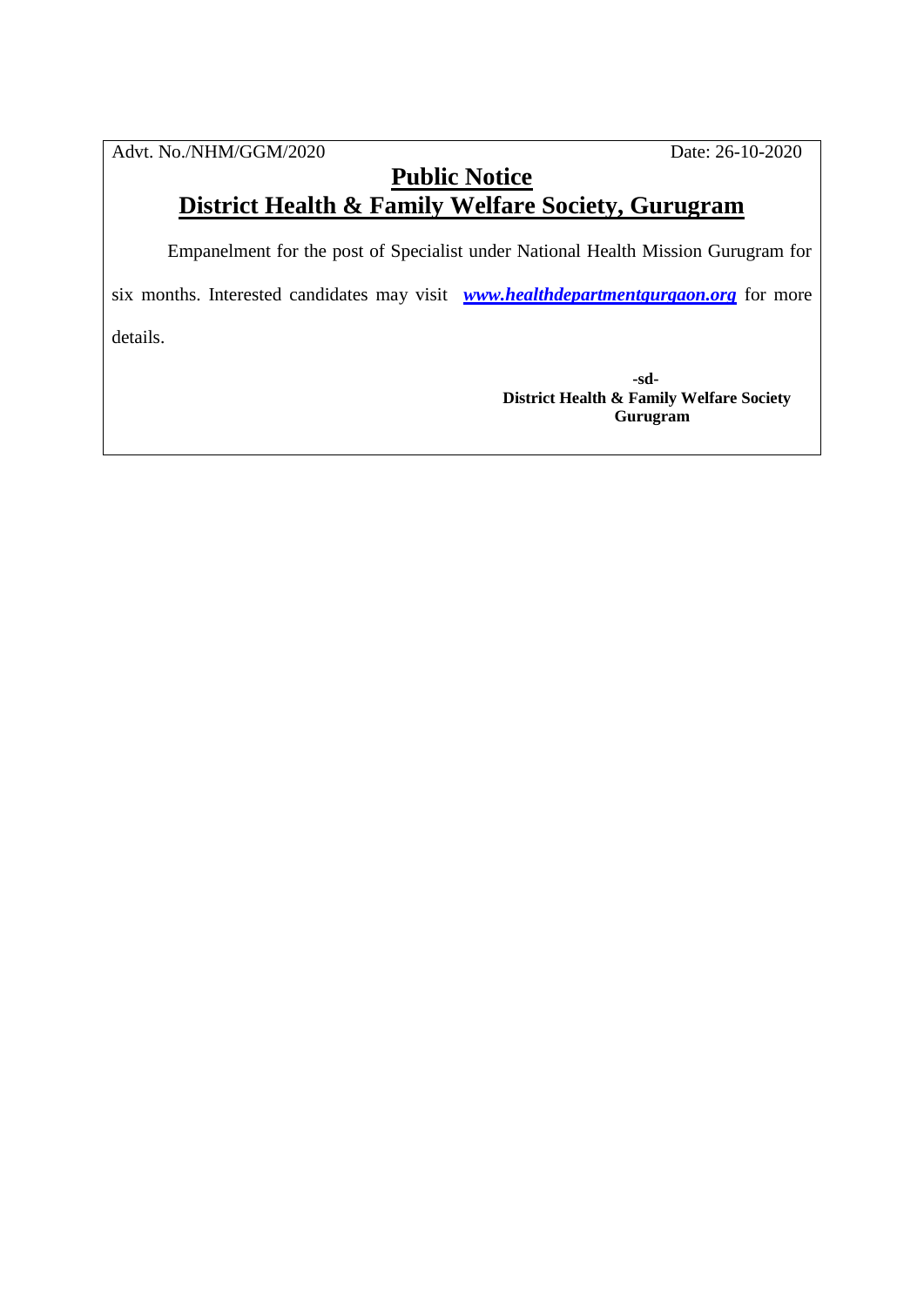Advt. No./NHM/GGM/2020 Date: 26-10-2020

# Public Notice

## District Health & Family Welfare Society, Gurugram

Empanelment for the post of Specialist under National Health Mission Gurugram for six months. Interested candidates may visit ***www.healthdepartmentgurgaon.org*** for more details.

**-sd-**
**District Health & Family Welfare Society**
**Gurugram**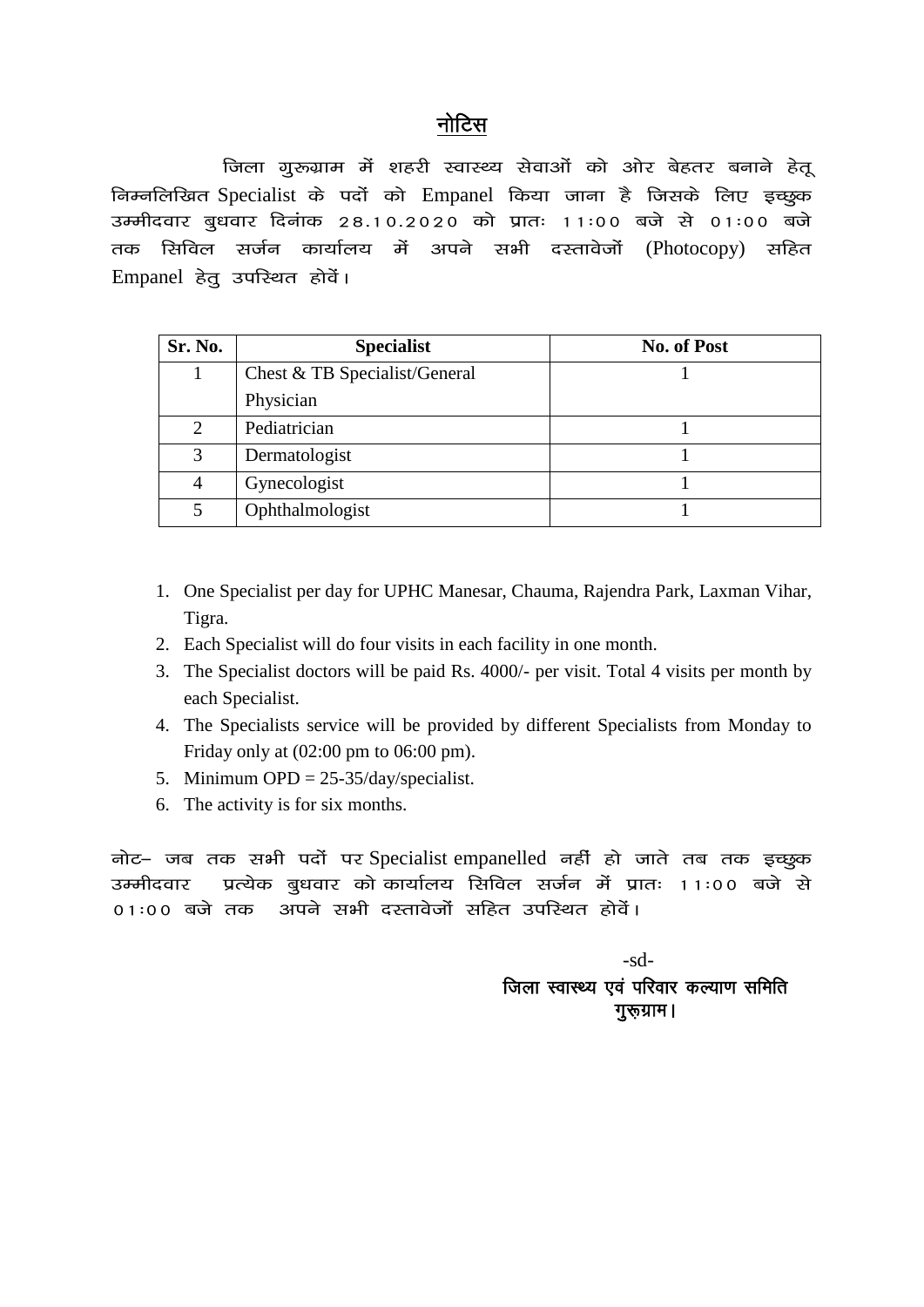# नोटिस

जिला गुरूग्राम में शहरी स्वास्थ्य सेवाओं को ओर बेहतर बनाने हेतू निम्नलिखित Specialist के पदों को Empanel किया जाना है जिसके लिए इच्छुक उम्मीदवार बुधवार दिनांक 28.10.2020 को प्रातः 11:00 बजे से 01:00 बजे तक सिविल सर्जन कार्यालय में अपने सभी दस्तावेजों (Photocopy) सहित Empanel हेतु उपस्थित होवें।

| Sr. No. | Specialist | No. of Post |
|---|---|---|
| 1 | Chest & TB Specialist/General Physician | 1 |
| 2 | Pediatrician | 1 |
| 3 | Dermatologist | 1 |
| 4 | Gynecologist | 1 |
| 5 | Ophthalmologist | 1 |

1. One Specialist per day for UPHC Manesar, Chauma, Rajendra Park, Laxman Vihar, Tigra.
2. Each Specialist will do four visits in each facility in one month.
3. The Specialist doctors will be paid Rs. 4000/- per visit. Total 4 visits per month by each Specialist.
4. The Specialists service will be provided by different Specialists from Monday to Friday only at (02:00 pm to 06:00 pm).
5. Minimum OPD = 25-35/day/specialist.
6. The activity is for six months.

नोट– जब तक सभी पदों पर Specialist empanelled नहीं हो जाते तब तक इच्छुक उम्मीदवार प्रत्येक बुधवार को कार्यालय सिविल सर्जन में प्रातः 11:00 बजे से 01:00 बजे तक अपने सभी दस्तावेजों सहित उपस्थित होवें।

-sd-

**जिला स्वास्थ्य एवं परिवार कल्याण समिति**
**गुरूग्राम।**